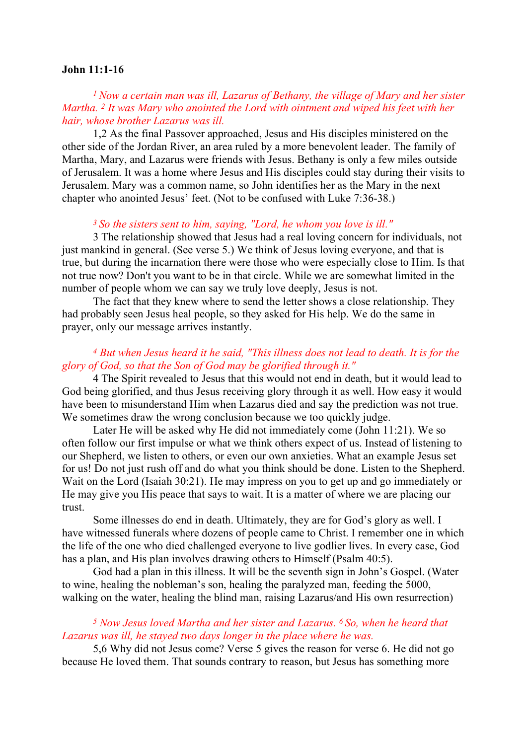**John 11:1-16**

*[1] Now a certain man was ill, Lazarus of Bethany, the village of Mary and her sister Martha. [2] It was Mary who anointed the Lord with ointment and wiped his feet with her hair, whose brother Lazarus was ill.*

1,2 As the final Passover approached, Jesus and His disciples ministered on the other side of the Jordan River, an area ruled by a more benevolent leader. The family of Martha, Mary, and Lazarus were friends with Jesus. Bethany is only a few miles outside of Jerusalem. It was a home where Jesus and His disciples could stay during their visits to Jerusalem. Mary was a common name, so John identifies her as the Mary in the next chapter who anointed Jesus' feet. (Not to be confused with Luke 7:36-38.)

*[3] So the sisters sent to him, saying, "Lord, he whom you love is ill."*

3 The relationship showed that Jesus had a real loving concern for individuals, not just mankind in general. (See verse 5.) We think of Jesus loving everyone, and that is true, but during the incarnation there were those who were especially close to Him. Is that not true now? Don't you want to be in that circle. While we are somewhat limited in the number of people whom we can say we truly love deeply, Jesus is not.

The fact that they knew where to send the letter shows a close relationship. They had probably seen Jesus heal people, so they asked for His help. We do the same in prayer, only our message arrives instantly.

*[4] But when Jesus heard it he said, "This illness does not lead to death. It is for the glory of God, so that the Son of God may be glorified through it."*

4 The Spirit revealed to Jesus that this would not end in death, but it would lead to God being glorified, and thus Jesus receiving glory through it as well. How easy it would have been to misunderstand Him when Lazarus died and say the prediction was not true. We sometimes draw the wrong conclusion because we too quickly judge.

Later He will be asked why He did not immediately come (John 11:21). We so often follow our first impulse or what we think others expect of us. Instead of listening to our Shepherd, we listen to others, or even our own anxieties. What an example Jesus set for us! Do not just rush off and do what you think should be done. Listen to the Shepherd. Wait on the Lord (Isaiah 30:21). He may impress on you to get up and go immediately or He may give you His peace that says to wait. It is a matter of where we are placing our trust.

Some illnesses do end in death. Ultimately, they are for God's glory as well. I have witnessed funerals where dozens of people came to Christ. I remember one in which the life of the one who died challenged everyone to live godlier lives. In every case, God has a plan, and His plan involves drawing others to Himself (Psalm 40:5).

God had a plan in this illness. It will be the seventh sign in John's Gospel. (Water to wine, healing the nobleman's son, healing the paralyzed man, feeding the 5000, walking on the water, healing the blind man, raising Lazarus/and His own resurrection)

*[5] Now Jesus loved Martha and her sister and Lazarus. [6] So, when he heard that Lazarus was ill, he stayed two days longer in the place where he was.*

5,6 Why did not Jesus come? Verse 5 gives the reason for verse 6. He did not go because He loved them. That sounds contrary to reason, but Jesus has something more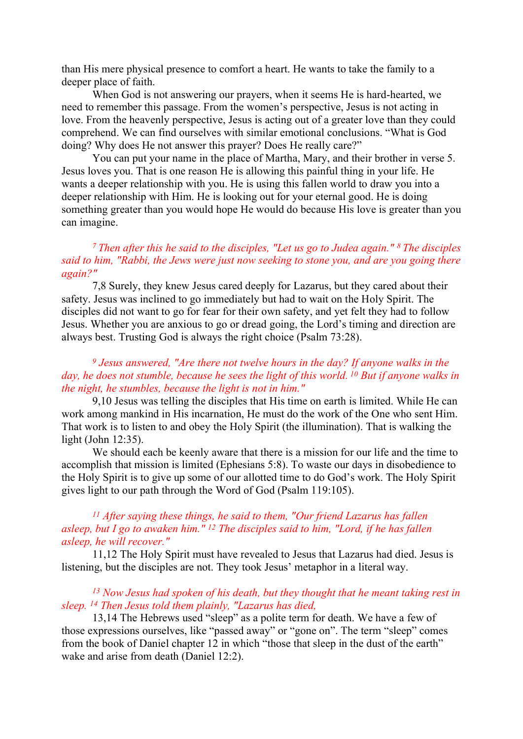than His mere physical presence to comfort a heart. He wants to take the family to a deeper place of faith.

When God is not answering our prayers, when it seems He is hard-hearted, we need to remember this passage. From the women's perspective, Jesus is not acting in love. From the heavenly perspective, Jesus is acting out of a greater love than they could comprehend. We can find ourselves with similar emotional conclusions. "What is God doing? Why does He not answer this prayer? Does He really care?"

You can put your name in the place of Martha, Mary, and their brother in verse 5. Jesus loves you. That is one reason He is allowing this painful thing in your life. He wants a deeper relationship with you. He is using this fallen world to draw you into a deeper relationship with Him. He is looking out for your eternal good. He is doing something greater than you would hope He would do because His love is greater than you can imagine.

*[7] Then after this he said to the disciples, "Let us go to Judea again." [8] The disciples said to him, "Rabbi, the Jews were just now seeking to stone you, and are you going there again?"*

7,8 Surely, they knew Jesus cared deeply for Lazarus, but they cared about their safety. Jesus was inclined to go immediately but had to wait on the Holy Spirit. The disciples did not want to go for fear for their own safety, and yet felt they had to follow Jesus. Whether you are anxious to go or dread going, the Lord's timing and direction are always best. Trusting God is always the right choice (Psalm 73:28).

*[9] Jesus answered, "Are there not twelve hours in the day? If anyone walks in the day, he does not stumble, because he sees the light of this world. [10] But if anyone walks in the night, he stumbles, because the light is not in him."*

9,10 Jesus was telling the disciples that His time on earth is limited. While He can work among mankind in His incarnation, He must do the work of the One who sent Him. That work is to listen to and obey the Holy Spirit (the illumination). That is walking the light (John 12:35).

We should each be keenly aware that there is a mission for our life and the time to accomplish that mission is limited (Ephesians 5:8). To waste our days in disobedience to the Holy Spirit is to give up some of our allotted time to do God's work. The Holy Spirit gives light to our path through the Word of God (Psalm 119:105).

*[11] After saying these things, he said to them, "Our friend Lazarus has fallen asleep, but I go to awaken him." [12] The disciples said to him, "Lord, if he has fallen asleep, he will recover."*

11,12 The Holy Spirit must have revealed to Jesus that Lazarus had died. Jesus is listening, but the disciples are not. They took Jesus' metaphor in a literal way.

*[13] Now Jesus had spoken of his death, but they thought that he meant taking rest in sleep. [14] Then Jesus told them plainly, "Lazarus has died,*

13,14 The Hebrews used "sleep" as a polite term for death. We have a few of those expressions ourselves, like "passed away" or "gone on". The term "sleep" comes from the book of Daniel chapter 12 in which "those that sleep in the dust of the earth" wake and arise from death (Daniel 12:2).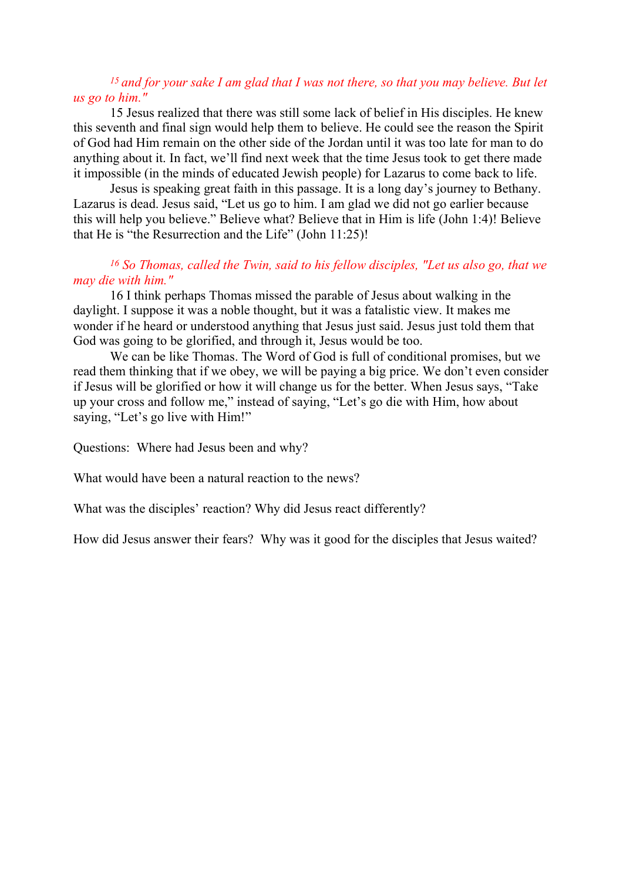*[15] and for your sake I am glad that I was not there, so that you may believe. But let us go to him."*

15 Jesus realized that there was still some lack of belief in His disciples. He knew this seventh and final sign would help them to believe. He could see the reason the Spirit of God had Him remain on the other side of the Jordan until it was too late for man to do anything about it. In fact, we'll find next week that the time Jesus took to get there made it impossible (in the minds of educated Jewish people) for Lazarus to come back to life.

Jesus is speaking great faith in this passage. It is a long day's journey to Bethany. Lazarus is dead. Jesus said, "Let us go to him. I am glad we did not go earlier because this will help you believe." Believe what? Believe that in Him is life (John 1:4)! Believe that He is "the Resurrection and the Life" (John 11:25)!

*[16] So Thomas, called the Twin, said to his fellow disciples, "Let us also go, that we may die with him."*

16 I think perhaps Thomas missed the parable of Jesus about walking in the daylight. I suppose it was a noble thought, but it was a fatalistic view. It makes me wonder if he heard or understood anything that Jesus just said. Jesus just told them that God was going to be glorified, and through it, Jesus would be too.

We can be like Thomas. The Word of God is full of conditional promises, but we read them thinking that if we obey, we will be paying a big price. We don't even consider if Jesus will be glorified or how it will change us for the better. When Jesus says, "Take up your cross and follow me," instead of saying, "Let's go die with Him, how about saying, "Let's go live with Him!"

Questions: Where had Jesus been and why?

What would have been a natural reaction to the news?

What was the disciples' reaction? Why did Jesus react differently?

How did Jesus answer their fears? Why was it good for the disciples that Jesus waited?